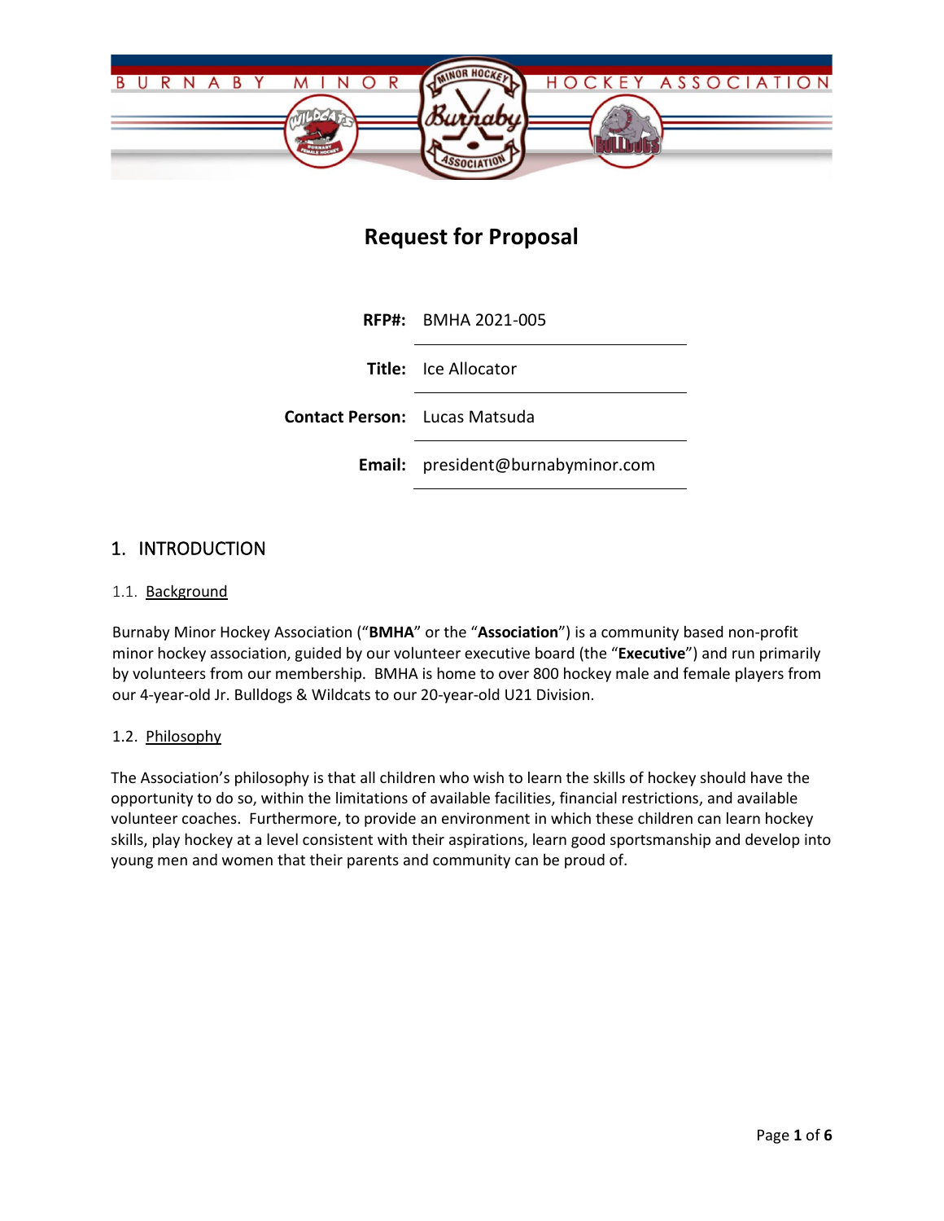# Request for Proposal

| | |
|---|---|
| **RFP#:** | BMHA 2021-005 |
| **Title:** | Ice Allocator |
| **Contact Person:** | Lucas Matsuda |
| **Email:** | president@burnabyminor.com |

## 1. INTRODUCTION

### 1.1. Background

Burnaby Minor Hockey Association ("**BMHA**" or the "**Association**") is a community based non-profit minor hockey association, guided by our volunteer executive board (the "**Executive**") and run primarily by volunteers from our membership. BMHA is home to over 800 hockey male and female players from our 4-year-old Jr. Bulldogs & Wildcats to our 20-year-old U21 Division.

### 1.2. Philosophy

The Association's philosophy is that all children who wish to learn the skills of hockey should have the opportunity to do so, within the limitations of available facilities, financial restrictions, and available volunteer coaches. Furthermore, to provide an environment in which these children can learn hockey skills, play hockey at a level consistent with their aspirations, learn good sportsmanship and develop into young men and women that their parents and community can be proud of.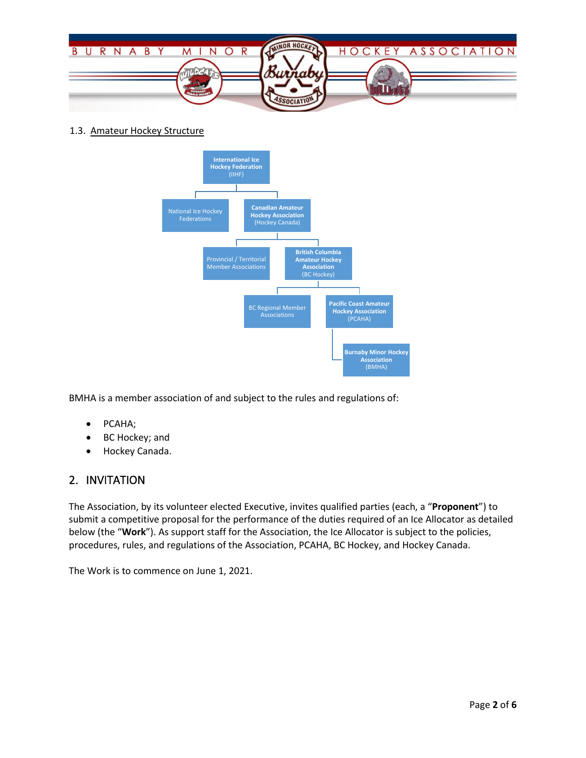## 1.3. Amateur Hockey Structure

International Ice Hockey Federation (IIHF)

National Ice Hockey Federations

Canadian Amateur Hockey Association (Hockey Canada)

Provincial / Territorial Member Associations

British Columbia Amateur Hockey Association (BC Hockey)

BC Regional Member Associations

Pacific Coast Amateur Hockey Association (PCAHA)

Burnaby Minor Hockey Association (BMHA)

BMHA is a member association of and subject to the rules and regulations of:

- PCAHA;
- BC Hockey; and
- Hockey Canada.

## 2. INVITATION

The Association, by its volunteer elected Executive, invites qualified parties (each, a "**Proponent**") to submit a competitive proposal for the performance of the duties required of an Ice Allocator as detailed below (the "**Work**"). As support staff for the Association, the Ice Allocator is subject to the policies, procedures, rules, and regulations of the Association, PCAHA, BC Hockey, and Hockey Canada.

The Work is to commence on June 1, 2021.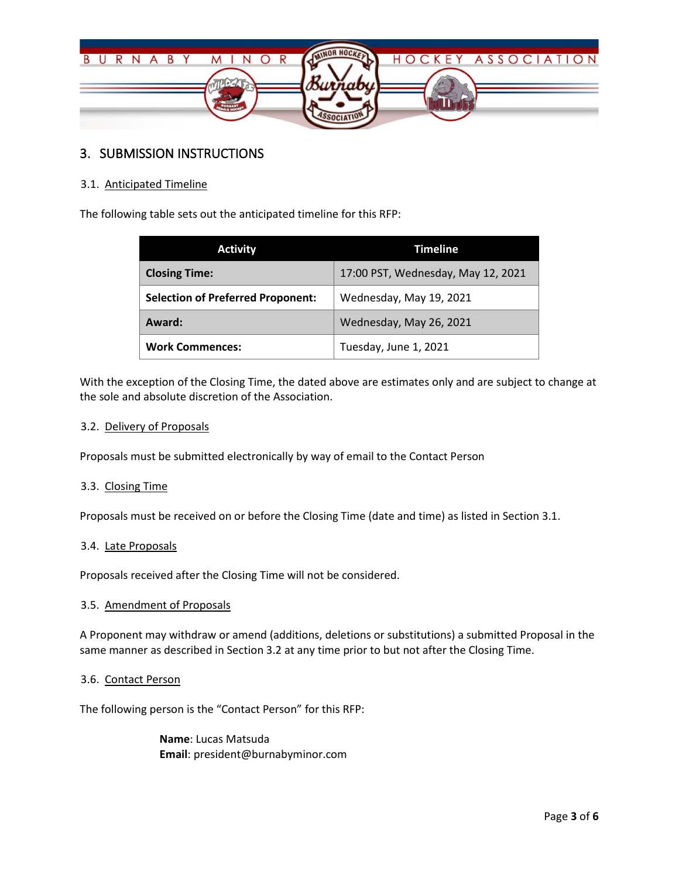## 3. SUBMISSION INSTRUCTIONS

### 3.1. Anticipated Timeline

The following table sets out the anticipated timeline for this RFP:

| Activity | Timeline |
|---|---|
| **Closing Time:** | 17:00 PST, Wednesday, May 12, 2021 |
| **Selection of Preferred Proponent:** | Wednesday, May 19, 2021 |
| **Award:** | Wednesday, May 26, 2021 |
| **Work Commences:** | Tuesday, June 1, 2021 |

With the exception of the Closing Time, the dated above are estimates only and are subject to change at the sole and absolute discretion of the Association.

### 3.2. Delivery of Proposals

Proposals must be submitted electronically by way of email to the Contact Person

### 3.3. Closing Time

Proposals must be received on or before the Closing Time (date and time) as listed in Section 3.1.

### 3.4. Late Proposals

Proposals received after the Closing Time will not be considered.

### 3.5. Amendment of Proposals

A Proponent may withdraw or amend (additions, deletions or substitutions) a submitted Proposal in the same manner as described in Section 3.2 at any time prior to but not after the Closing Time.

### 3.6. Contact Person

The following person is the "Contact Person" for this RFP:

**Name**: Lucas Matsuda
**Email**: president@burnabyminor.com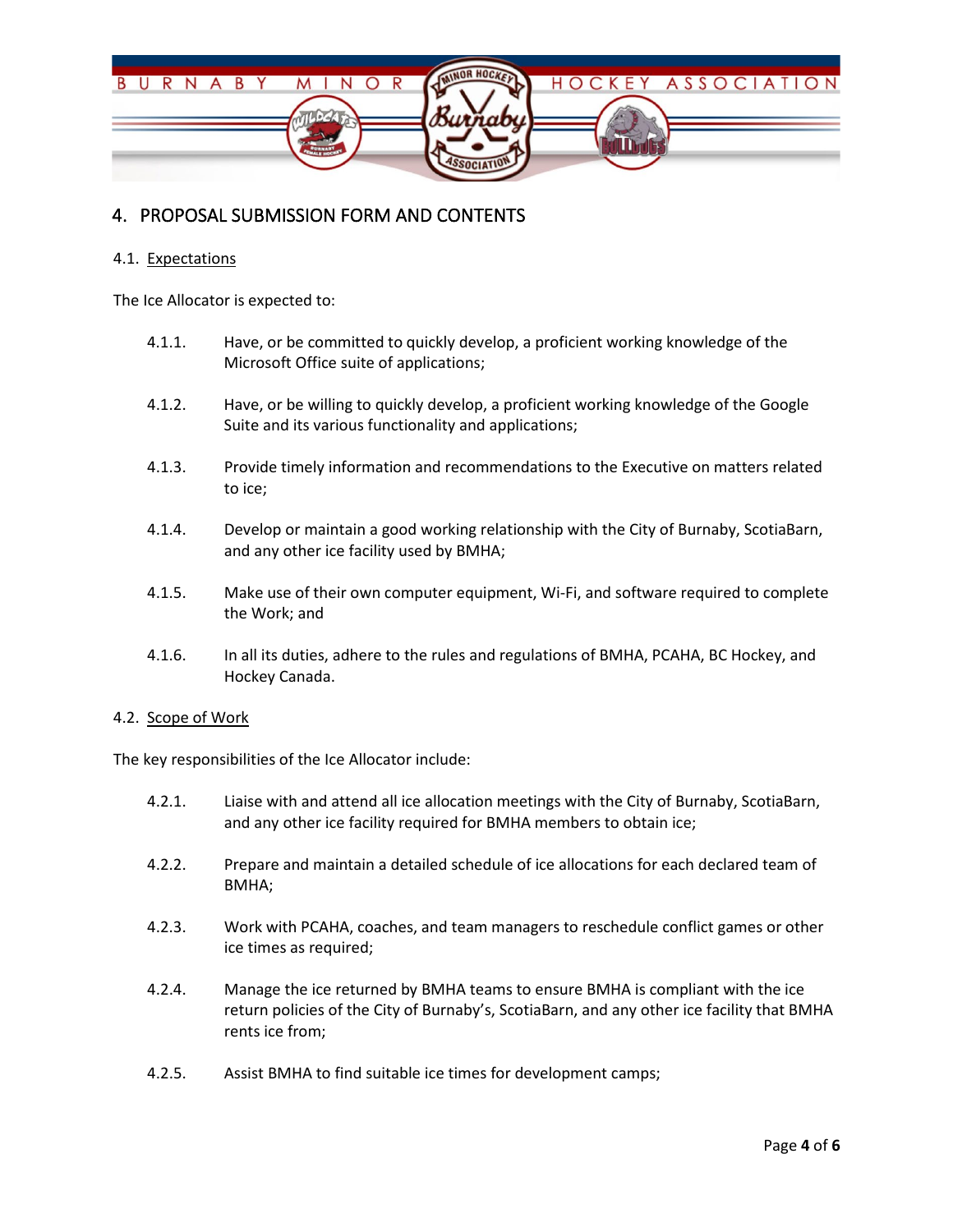## 4. PROPOSAL SUBMISSION FORM AND CONTENTS

### 4.1. Expectations

The Ice Allocator is expected to:

4.1.1. Have, or be committed to quickly develop, a proficient working knowledge of the Microsoft Office suite of applications;

4.1.2. Have, or be willing to quickly develop, a proficient working knowledge of the Google Suite and its various functionality and applications;

4.1.3. Provide timely information and recommendations to the Executive on matters related to ice;

4.1.4. Develop or maintain a good working relationship with the City of Burnaby, ScotiaBarn, and any other ice facility used by BMHA;

4.1.5. Make use of their own computer equipment, Wi-Fi, and software required to complete the Work; and

4.1.6. In all its duties, adhere to the rules and regulations of BMHA, PCAHA, BC Hockey, and Hockey Canada.

### 4.2. Scope of Work

The key responsibilities of the Ice Allocator include:

4.2.1. Liaise with and attend all ice allocation meetings with the City of Burnaby, ScotiaBarn, and any other ice facility required for BMHA members to obtain ice;

4.2.2. Prepare and maintain a detailed schedule of ice allocations for each declared team of BMHA;

4.2.3. Work with PCAHA, coaches, and team managers to reschedule conflict games or other ice times as required;

4.2.4. Manage the ice returned by BMHA teams to ensure BMHA is compliant with the ice return policies of the City of Burnaby's, ScotiaBarn, and any other ice facility that BMHA rents ice from;

4.2.5. Assist BMHA to find suitable ice times for development camps;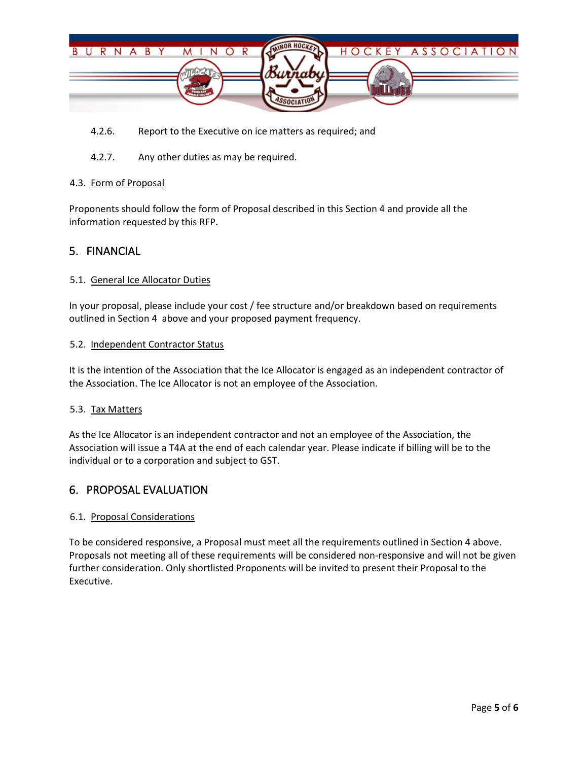4.2.6. Report to the Executive on ice matters as required; and

4.2.7. Any other duties as may be required.

### 4.3. Form of Proposal

Proponents should follow the form of Proposal described in this Section 4 and provide all the information requested by this RFP.

## 5. FINANCIAL

### 5.1. General Ice Allocator Duties

In your proposal, please include your cost / fee structure and/or breakdown based on requirements outlined in Section 4 above and your proposed payment frequency.

### 5.2. Independent Contractor Status

It is the intention of the Association that the Ice Allocator is engaged as an independent contractor of the Association. The Ice Allocator is not an employee of the Association.

### 5.3. Tax Matters

As the Ice Allocator is an independent contractor and not an employee of the Association, the Association will issue a T4A at the end of each calendar year. Please indicate if billing will be to the individual or to a corporation and subject to GST.

## 6. PROPOSAL EVALUATION

### 6.1. Proposal Considerations

To be considered responsive, a Proposal must meet all the requirements outlined in Section 4 above. Proposals not meeting all of these requirements will be considered non-responsive and will not be given further consideration. Only shortlisted Proponents will be invited to present their Proposal to the Executive.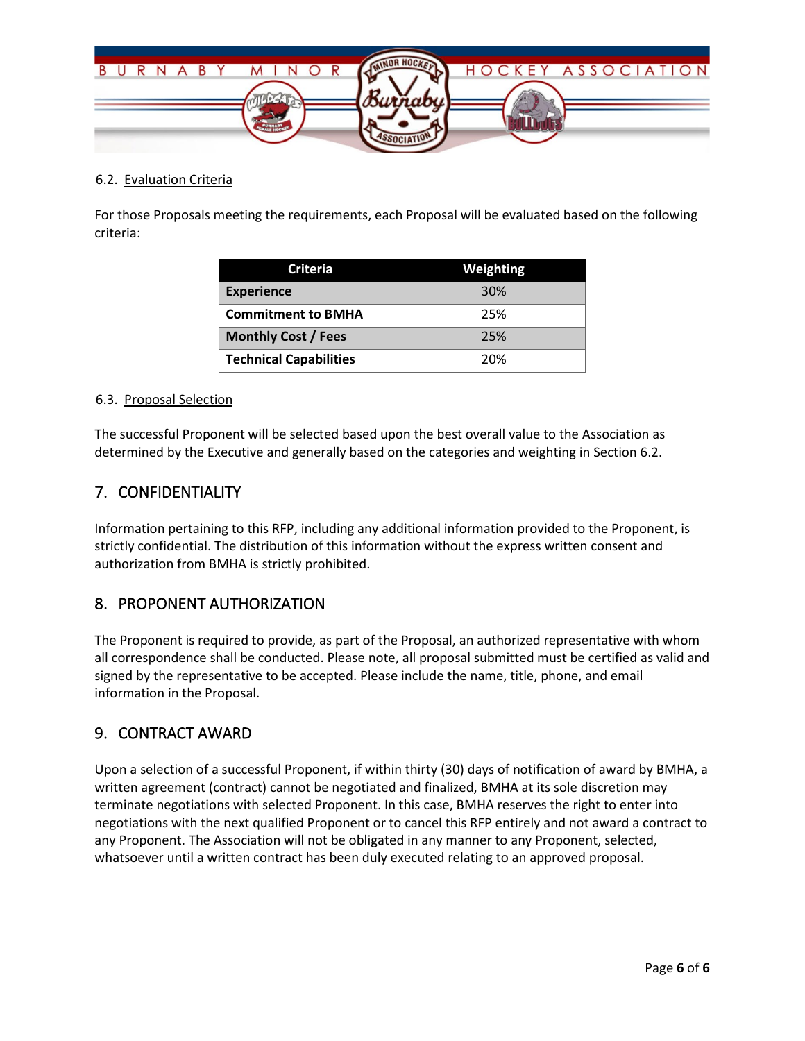### 6.2. Evaluation Criteria

For those Proposals meeting the requirements, each Proposal will be evaluated based on the following criteria:

| Criteria | Weighting |
|---|---|
| **Experience** | 30% |
| **Commitment to BMHA** | 25% |
| **Monthly Cost / Fees** | 25% |
| **Technical Capabilities** | 20% |

### 6.3. Proposal Selection

The successful Proponent will be selected based upon the best overall value to the Association as determined by the Executive and generally based on the categories and weighting in Section 6.2.

## 7. CONFIDENTIALITY

Information pertaining to this RFP, including any additional information provided to the Proponent, is strictly confidential. The distribution of this information without the express written consent and authorization from BMHA is strictly prohibited.

## 8. PROPONENT AUTHORIZATION

The Proponent is required to provide, as part of the Proposal, an authorized representative with whom all correspondence shall be conducted. Please note, all proposal submitted must be certified as valid and signed by the representative to be accepted. Please include the name, title, phone, and email information in the Proposal.

## 9. CONTRACT AWARD

Upon a selection of a successful Proponent, if within thirty (30) days of notification of award by BMHA, a written agreement (contract) cannot be negotiated and finalized, BMHA at its sole discretion may terminate negotiations with selected Proponent. In this case, BMHA reserves the right to enter into negotiations with the next qualified Proponent or to cancel this RFP entirely and not award a contract to any Proponent. The Association will not be obligated in any manner to any Proponent, selected, whatsoever until a written contract has been duly executed relating to an approved proposal.